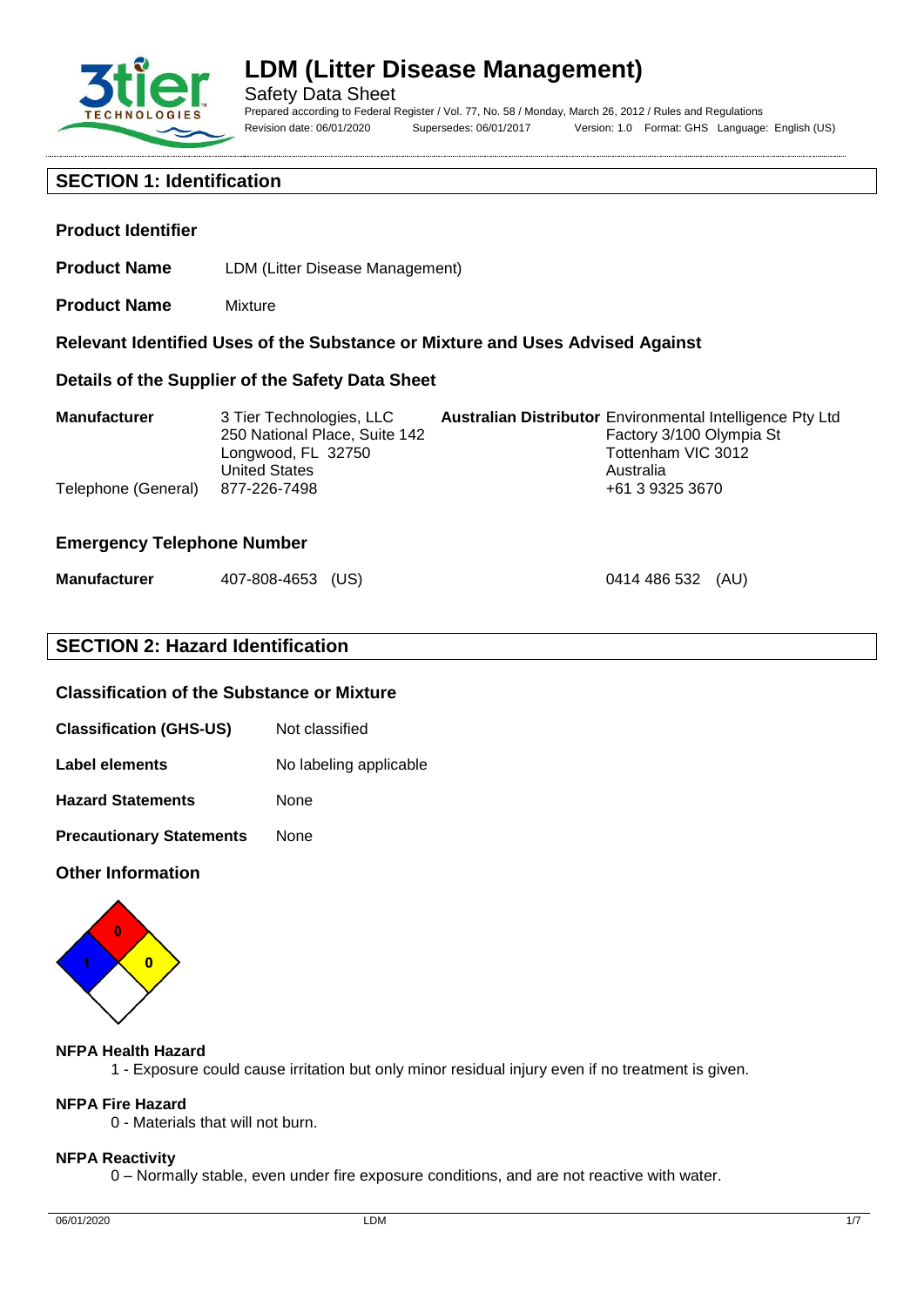# LDM (Litter Disease Management)

Safety Data Sheet

Prepared according to Federal Register / Vol. 77, No. 58 / Monday, March 26, 2012 / Rules and Regulations

Revision date: 06/01/2020 Supersedes: 06/01/2017 Version: 1.0 Format: GHS Language: English (US)

## SECTION 1: Identification

### Product Identifier

**Product Name** LDM (Litter Disease Management)

**Product Name** Mixture

### Relevant Identified Uses of the Substance or Mixture and Uses Advised Against

### Details of the Supplier of the Safety Data Sheet

| | | | |
|---|---|---|---|
| **Manufacturer** | 3 Tier Technologies, LLC<br>250 National Place, Suite 142<br>Longwood, FL 32750<br>United States | **Australian Distributor** | Environmental Intelligence Pty Ltd<br>Factory 3/100 Olympia St<br>Tottenham VIC 3012<br>Australia |
| Telephone (General) | 877-226-7498 | | +61 3 9325 3670 |

### Emergency Telephone Number

| | | |
|---|---|---|
| **Manufacturer** | 407-808-4653 (US) | 0414 486 532 (AU) |

## SECTION 2: Hazard Identification

### Classification of the Substance or Mixture

**Classification (GHS-US)** Not classified

**Label elements** No labeling applicable

**Hazard Statements** None

**Precautionary Statements** None

### Other Information

NFPA: Health 1, Fire 0, Reactivity 0

**NFPA Health Hazard**

1 - Exposure could cause irritation but only minor residual injury even if no treatment is given.

**NFPA Fire Hazard**

0 - Materials that will not burn.

**NFPA Reactivity**

0 – Normally stable, even under fire exposure conditions, and are not reactive with water.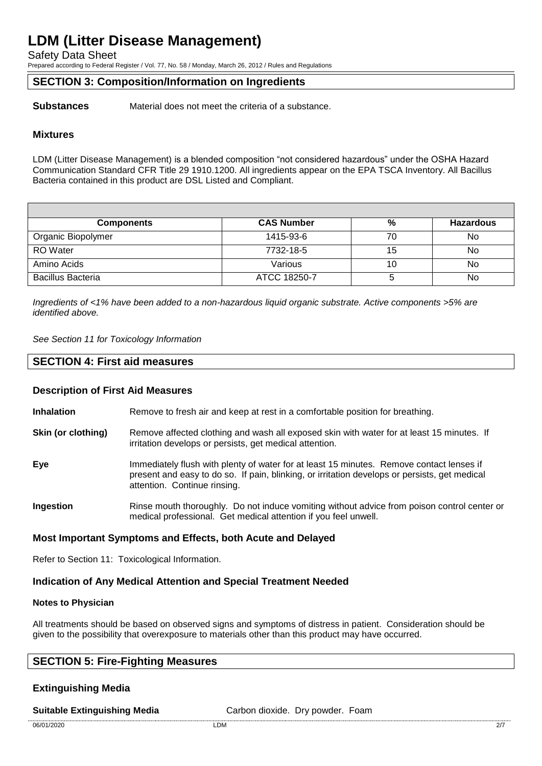## SECTION 3: Composition/Information on Ingredients

**Substances** Material does not meet the criteria of a substance.

### Mixtures

LDM (Litter Disease Management) is a blended composition "not considered hazardous" under the OSHA Hazard Communication Standard CFR Title 29 1910.1200. All ingredients appear on the EPA TSCA Inventory. All Bacillus Bacteria contained in this product are DSL Listed and Compliant.

| Components | CAS Number | % | Hazardous |
|---|---|---|---|
| Organic Biopolymer | 1415-93-6 | 70 | No |
| RO Water | 7732-18-5 | 15 | No |
| Amino Acids | Various | 10 | No |
| Bacillus Bacteria | ATCC 18250-7 | 5 | No |

*Ingredients of <1% have been added to a non-hazardous liquid organic substrate. Active components >5% are identified above.*

*See Section 11 for Toxicology Information*

## SECTION 4: First aid measures

### Description of First Aid Measures

**Inhalation** Remove to fresh air and keep at rest in a comfortable position for breathing.

**Skin (or clothing)** Remove affected clothing and wash all exposed skin with water for at least 15 minutes. If irritation develops or persists, get medical attention.

**Eye** Immediately flush with plenty of water for at least 15 minutes. Remove contact lenses if present and easy to do so. If pain, blinking, or irritation develops or persists, get medical attention. Continue rinsing.

**Ingestion** Rinse mouth thoroughly. Do not induce vomiting without advice from poison control center or medical professional. Get medical attention if you feel unwell.

### Most Important Symptoms and Effects, both Acute and Delayed

Refer to Section 11: Toxicological Information.

### Indication of Any Medical Attention and Special Treatment Needed

**Notes to Physician**

All treatments should be based on observed signs and symptoms of distress in patient. Consideration should be given to the possibility that overexposure to materials other than this product may have occurred.

## SECTION 5: Fire-Fighting Measures

### Extinguishing Media

**Suitable Extinguishing Media** Carbon dioxide. Dry powder. Foam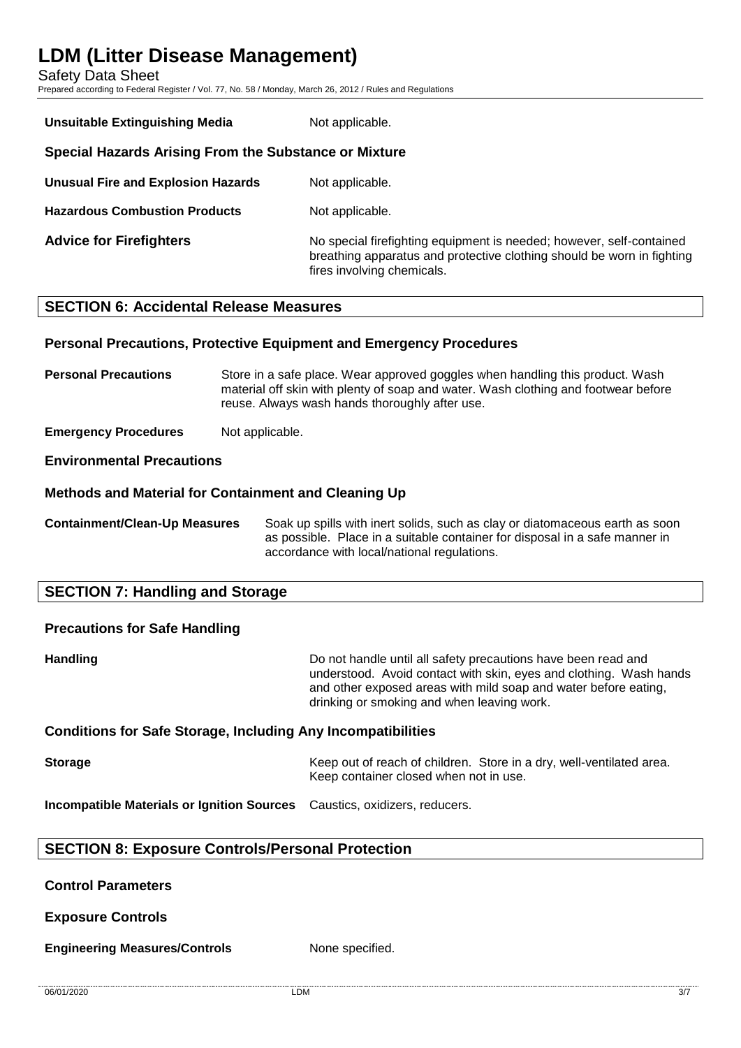| | |
|---|---|
| **Unsuitable Extinguishing Media** | Not applicable. |

**Special Hazards Arising From the Substance or Mixture**

| | |
|---|---|
| **Unusual Fire and Explosion Hazards** | Not applicable. |
| **Hazardous Combustion Products** | Not applicable. |
| **Advice for Firefighters** | No special firefighting equipment is needed; however, self-contained breathing apparatus and protective clothing should be worn in fighting fires involving chemicals. |

## SECTION 6: Accidental Release Measures

### Personal Precautions, Protective Equipment and Emergency Procedures

| | |
|---|---|
| **Personal Precautions** | Store in a safe place. Wear approved goggles when handling this product. Wash material off skin with plenty of soap and water. Wash clothing and footwear before reuse. Always wash hands thoroughly after use. |
| **Emergency Procedures** | Not applicable. |

### Environmental Precautions

### Methods and Material for Containment and Cleaning Up

| | |
|---|---|
| **Containment/Clean-Up Measures** | Soak up spills with inert solids, such as clay or diatomaceous earth as soon as possible. Place in a suitable container for disposal in a safe manner in accordance with local/national regulations. |

## SECTION 7: Handling and Storage

### Precautions for Safe Handling

| | |
|---|---|
| **Handling** | Do not handle until all safety precautions have been read and understood. Avoid contact with skin, eyes and clothing. Wash hands and other exposed areas with mild soap and water before eating, drinking or smoking and when leaving work. |

### Conditions for Safe Storage, Including Any Incompatibilities

| | |
|---|---|
| **Storage** | Keep out of reach of children. Store in a dry, well-ventilated area. Keep container closed when not in use. |
| **Incompatible Materials or Ignition Sources** | Caustics, oxidizers, reducers. |

## SECTION 8: Exposure Controls/Personal Protection

### Control Parameters

### Exposure Controls

| | |
|---|---|
| **Engineering Measures/Controls** | None specified. |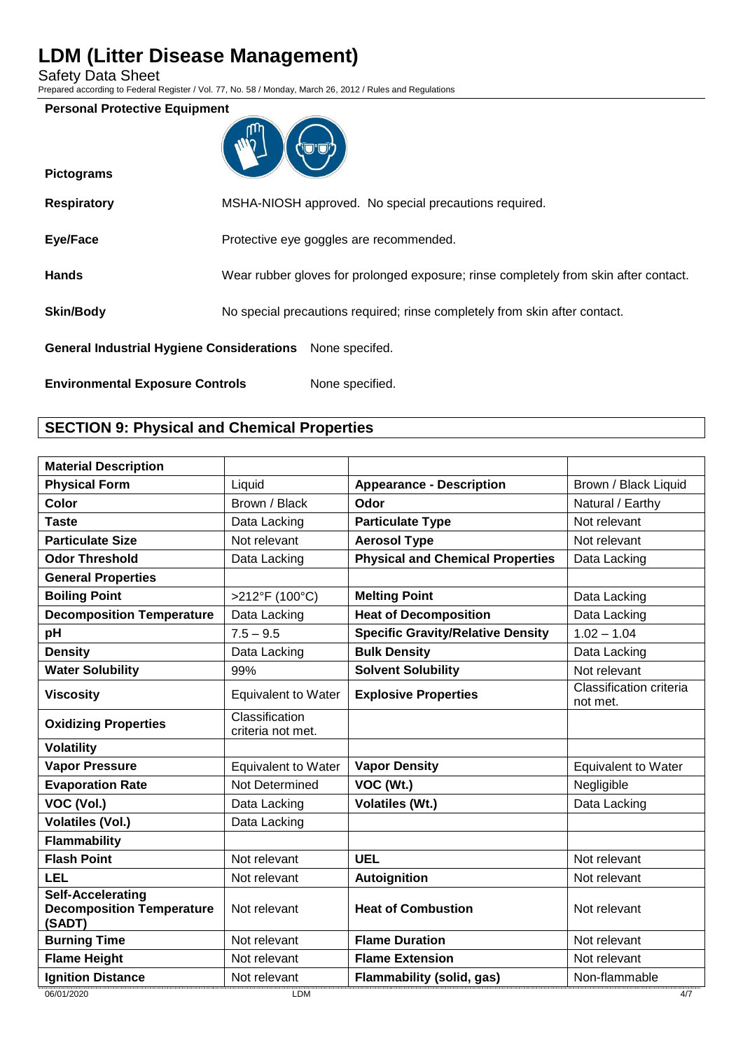**Personal Protective Equipment**

**Pictograms**

**Respiratory** MSHA-NIOSH approved. No special precautions required.

**Eye/Face** Protective eye goggles are recommended.

**Hands** Wear rubber gloves for prolonged exposure; rinse completely from skin after contact.

**Skin/Body** No special precautions required; rinse completely from skin after contact.

**General Industrial Hygiene Considerations** None specifed.

**Environmental Exposure Controls** None specified.

## SECTION 9: Physical and Chemical Properties

| **Material Description** | | | |
|---|---|---|---|
| **Physical Form** | Liquid | **Appearance - Description** | Brown / Black Liquid |
| **Color** | Brown / Black | **Odor** | Natural / Earthy |
| **Taste** | Data Lacking | **Particulate Type** | Not relevant |
| **Particulate Size** | Not relevant | **Aerosol Type** | Not relevant |
| **Odor Threshold** | Data Lacking | **Physical and Chemical Properties** | Data Lacking |
| **General Properties** | | | |
| **Boiling Point** | >212°F (100°C) | **Melting Point** | Data Lacking |
| **Decomposition Temperature** | Data Lacking | **Heat of Decomposition** | Data Lacking |
| **pH** | 7.5 – 9.5 | **Specific Gravity/Relative Density** | 1.02 – 1.04 |
| **Density** | Data Lacking | **Bulk Density** | Data Lacking |
| **Water Solubility** | 99% | **Solvent Solubility** | Not relevant |
| **Viscosity** | Equivalent to Water | **Explosive Properties** | Classification criteria not met. |
| **Oxidizing Properties** | Classification criteria not met. | | |
| **Volatility** | | | |
| **Vapor Pressure** | Equivalent to Water | **Vapor Density** | Equivalent to Water |
| **Evaporation Rate** | Not Determined | **VOC (Wt.)** | Negligible |
| **VOC (Vol.)** | Data Lacking | **Volatiles (Wt.)** | Data Lacking |
| **Volatiles (Vol.)** | Data Lacking | | |
| **Flammability** | | | |
| **Flash Point** | Not relevant | **UEL** | Not relevant |
| **LEL** | Not relevant | **Autoignition** | Not relevant |
| **Self-Accelerating Decomposition Temperature (SADT)** | Not relevant | **Heat of Combustion** | Not relevant |
| **Burning Time** | Not relevant | **Flame Duration** | Not relevant |
| **Flame Height** | Not relevant | **Flame Extension** | Not relevant |
| **Ignition Distance** | Not relevant | **Flammability (solid, gas)** | Non-flammable |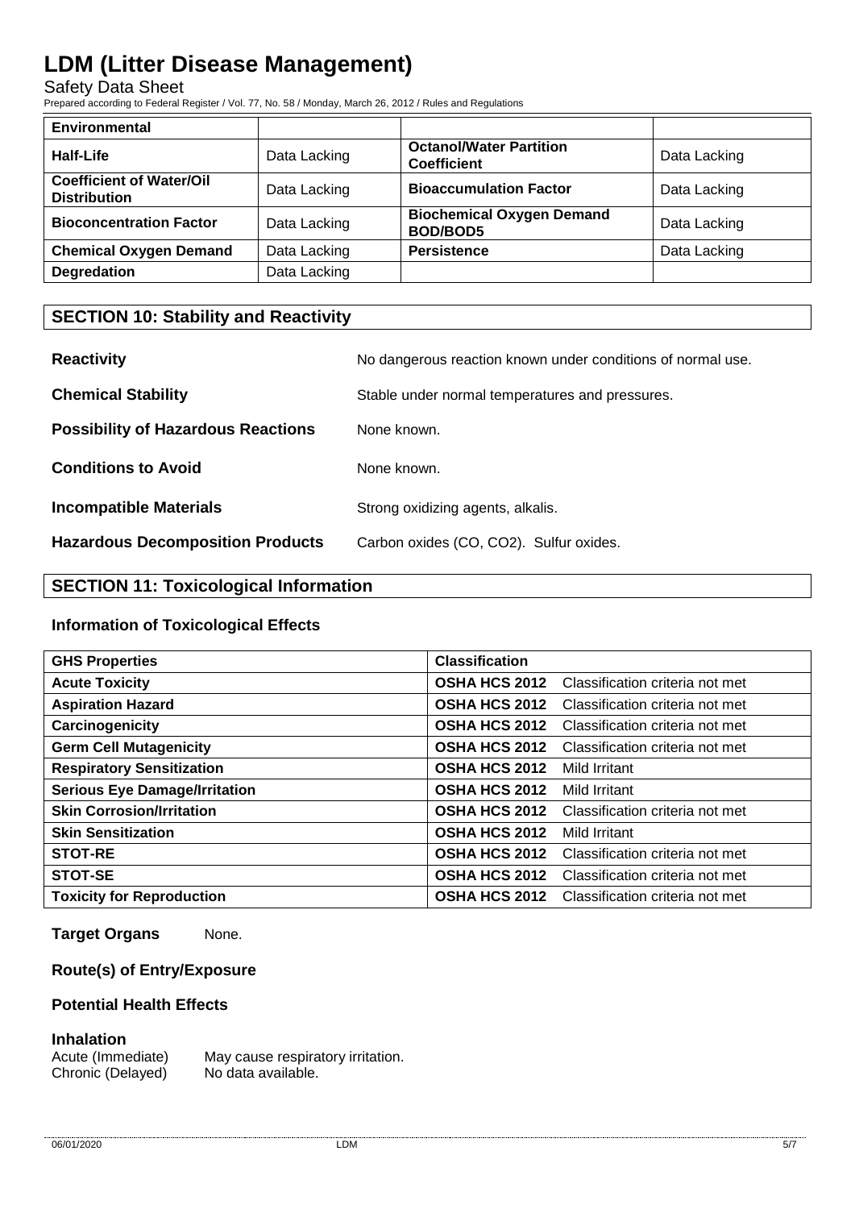| Environmental | | | |
|---|---|---|---|
| **Half-Life** | Data Lacking | **Octanol/Water Partition Coefficient** | Data Lacking |
| **Coefficient of Water/Oil Distribution** | Data Lacking | **Bioaccumulation Factor** | Data Lacking |
| **Bioconcentration Factor** | Data Lacking | **Biochemical Oxygen Demand BOD/BOD5** | Data Lacking |
| **Chemical Oxygen Demand** | Data Lacking | **Persistence** | Data Lacking |
| **Degredation** | Data Lacking | | |

## SECTION 10: Stability and Reactivity

**Reactivity** No dangerous reaction known under conditions of normal use.

**Chemical Stability** Stable under normal temperatures and pressures.

**Possibility of Hazardous Reactions** None known.

**Conditions to Avoid** None known.

**Incompatible Materials** Strong oxidizing agents, alkalis.

**Hazardous Decomposition Products** Carbon oxides (CO, $CO_2$). Sulfur oxides.

## SECTION 11: Toxicological Information

### Information of Toxicological Effects

| GHS Properties | Classification |
|---|---|
| **Acute Toxicity** | **OSHA HCS 2012** Classification criteria not met |
| **Aspiration Hazard** | **OSHA HCS 2012** Classification criteria not met |
| **Carcinogenicity** | **OSHA HCS 2012** Classification criteria not met |
| **Germ Cell Mutagenicity** | **OSHA HCS 2012** Classification criteria not met |
| **Respiratory Sensitization** | **OSHA HCS 2012** Mild Irritant |
| **Serious Eye Damage/Irritation** | **OSHA HCS 2012** Mild Irritant |
| **Skin Corrosion/Irritation** | **OSHA HCS 2012** Classification criteria not met |
| **Skin Sensitization** | **OSHA HCS 2012** Mild Irritant |
| **STOT-RE** | **OSHA HCS 2012** Classification criteria not met |
| **STOT-SE** | **OSHA HCS 2012** Classification criteria not met |
| **Toxicity for Reproduction** | **OSHA HCS 2012** Classification criteria not met |

**Target Organs** None.

### Route(s) of Entry/Exposure

### Potential Health Effects

#### Inhalation

Acute (Immediate) May cause respiratory irritation.
Chronic (Delayed) No data available.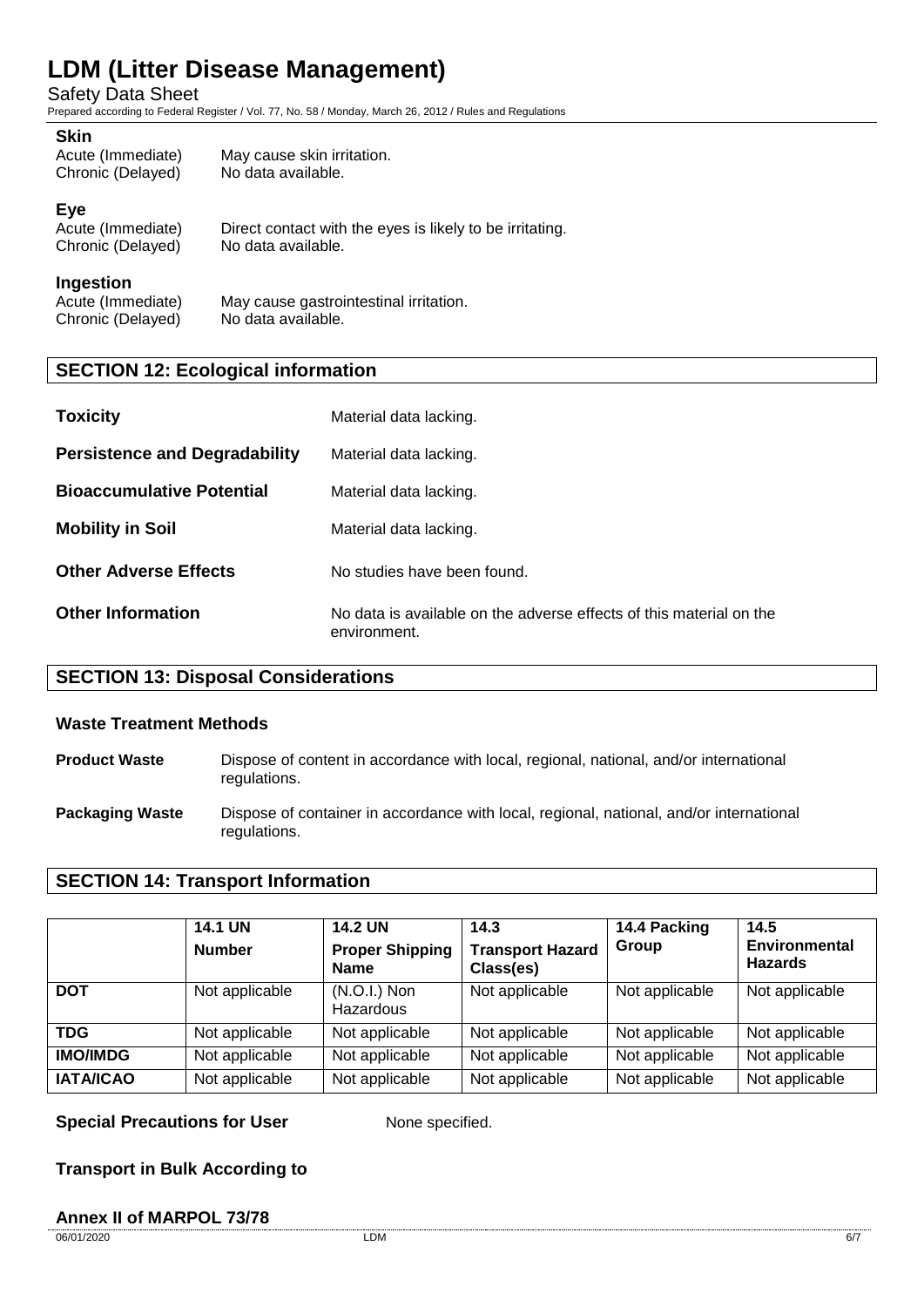**Skin**

Acute (Immediate) May cause skin irritation.
Chronic (Delayed) No data available.

**Eye**

Acute (Immediate) Direct contact with the eyes is likely to be irritating.
Chronic (Delayed) No data available.

**Ingestion**

Acute (Immediate) May cause gastrointestinal irritation.
Chronic (Delayed) No data available.

## SECTION 12: Ecological information

**Toxicity** Material data lacking.

**Persistence and Degradability** Material data lacking.

**Bioaccumulative Potential** Material data lacking.

**Mobility in Soil** Material data lacking.

**Other Adverse Effects** No studies have been found.

**Other Information** No data is available on the adverse effects of this material on the environment.

## SECTION 13: Disposal Considerations

### Waste Treatment Methods

**Product Waste** Dispose of content in accordance with local, regional, national, and/or international regulations.

**Packaging Waste** Dispose of container in accordance with local, regional, national, and/or international regulations.

## SECTION 14: Transport Information

| | 14.1 UN Number | 14.2 UN Proper Shipping Name | 14.3 Transport Hazard Class(es) | 14.4 Packing Group | 14.5 Environmental Hazards |
|---|---|---|---|---|---|
| **DOT** | Not applicable | (N.O.I.) Non Hazardous | Not applicable | Not applicable | Not applicable |
| **TDG** | Not applicable | Not applicable | Not applicable | Not applicable | Not applicable |
| **IMO/IMDG** | Not applicable | Not applicable | Not applicable | Not applicable | Not applicable |
| **IATA/ICAO** | Not applicable | Not applicable | Not applicable | Not applicable | Not applicable |

**Special Precautions for User** None specified.

**Transport in Bulk According to**

**Annex II of MARPOL 73/78**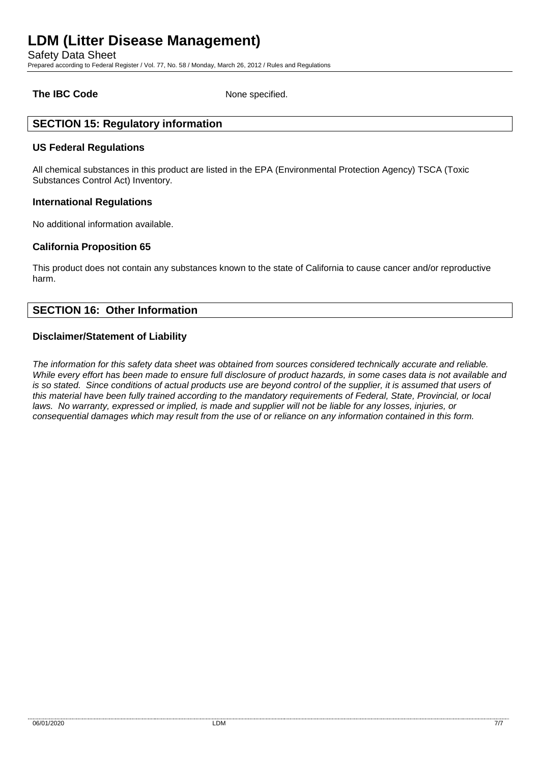**The IBC Code** None specified.

## SECTION 15: Regulatory information

### US Federal Regulations

All chemical substances in this product are listed in the EPA (Environmental Protection Agency) TSCA (Toxic Substances Control Act) Inventory.

### International Regulations

No additional information available.

### California Proposition 65

This product does not contain any substances known to the state of California to cause cancer and/or reproductive harm.

## SECTION 16: Other Information

### Disclaimer/Statement of Liability

*The information for this safety data sheet was obtained from sources considered technically accurate and reliable. While every effort has been made to ensure full disclosure of product hazards, in some cases data is not available and is so stated. Since conditions of actual products use are beyond control of the supplier, it is assumed that users of this material have been fully trained according to the mandatory requirements of Federal, State, Provincial, or local laws. No warranty, expressed or implied, is made and supplier will not be liable for any losses, injuries, or consequential damages which may result from the use of or reliance on any information contained in this form.*